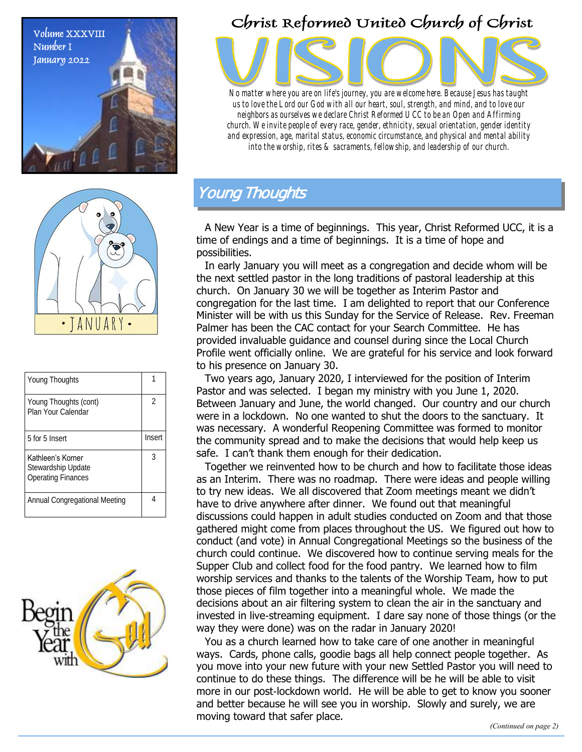Volume XXXVIII
Number I
January 2022

# Christ Reformed United Church of Christ

# VISIONS

*No matter where you are on life's journey, you are welcome here. Because Jesus has taught us to love the Lord our God with all our heart, soul, strength, and mind, and to love our neighbors as ourselves we declare Christ Reformed UCC to be an Open and Affirming church. We invite people of every race, gender, ethnicity, sexual orientation, gender identity and expression, age, marital status, economic circumstance, and physical and mental ability into the worship, rites & sacraments, fellowship, and leadership of our church.*

• JANUARY •

| Young Thoughts | 1 |
|---|---|
| Young Thoughts (cont)<br>Plan Your Calendar | 2 |
| 5 for 5 Insert | Insert |
| Kathleen's Korner<br>Stewardship Update<br>Operating Finances | 3 |
| Annual Congregational Meeting | 4 |

Begin the Year with God

## Young Thoughts

A New Year is a time of beginnings. This year, Christ Reformed UCC, it is a time of endings and a time of beginnings. It is a time of hope and possibilities.

In early January you will meet as a congregation and decide whom will be the next settled pastor in the long traditions of pastoral leadership at this church. On January 30 we will be together as Interim Pastor and congregation for the last time. I am delighted to report that our Conference Minister will be with us this Sunday for the Service of Release. Rev. Freeman Palmer has been the CAC contact for your Search Committee. He has provided invaluable guidance and counsel during since the Local Church Profile went officially online. We are grateful for his service and look forward to his presence on January 30.

Two years ago, January 2020, I interviewed for the position of Interim Pastor and was selected. I began my ministry with you June 1, 2020. Between January and June, the world changed. Our country and our church were in a lockdown. No one wanted to shut the doors to the sanctuary. It was necessary. A wonderful Reopening Committee was formed to monitor the community spread and to make the decisions that would help keep us safe. I can't thank them enough for their dedication.

Together we reinvented how to be church and how to facilitate those ideas as an Interim. There was no roadmap. There were ideas and people willing to try new ideas. We all discovered that Zoom meetings meant we didn't have to drive anywhere after dinner. We found out that meaningful discussions could happen in adult studies conducted on Zoom and that those gathered might come from places throughout the US. We figured out how to conduct (and vote) in Annual Congregational Meetings so the business of the church could continue. We discovered how to continue serving meals for the Supper Club and collect food for the food pantry. We learned how to film worship services and thanks to the talents of the Worship Team, how to put those pieces of film together into a meaningful whole. We made the decisions about an air filtering system to clean the air in the sanctuary and invested in live-streaming equipment. I dare say none of those things (or the way they were done) was on the radar in January 2020!

You as a church learned how to take care of one another in meaningful ways. Cards, phone calls, goodie bags all help connect people together. As you move into your new future with your new Settled Pastor you will need to continue to do these things. The difference will be he will be able to visit more in our post-lockdown world. He will be able to get to know you sooner and better because he will see you in worship. Slowly and surely, we are moving toward that safer place.

*(Continued on page 2)*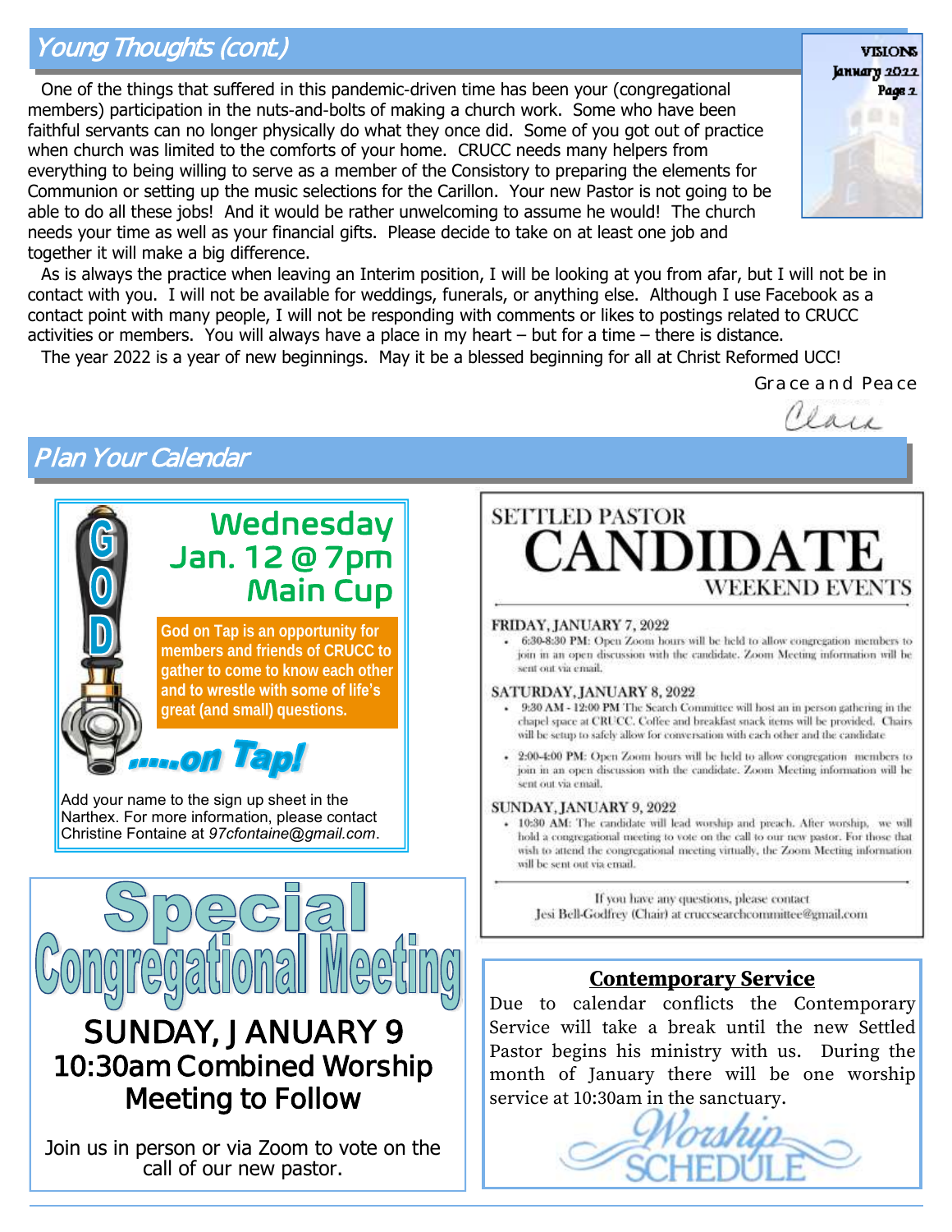## Young Thoughts (cont.)

One of the things that suffered in this pandemic-driven time has been your (congregational members) participation in the nuts-and-bolts of making a church work. Some who have been faithful servants can no longer physically do what they once did. Some of you got out of practice when church was limited to the comforts of your home. CRUCC needs many helpers from everything to being willing to serve as a member of the Consistory to preparing the elements for Communion or setting up the music selections for the Carillon. Your new Pastor is not going to be able to do all these jobs! And it would be rather unwelcoming to assume he would! The church needs your time as well as your financial gifts. Please decide to take on at least one job and together it will make a big difference.

As is always the practice when leaving an Interim position, I will be looking at you from afar, but I will not be in contact with you. I will not be available for weddings, funerals, or anything else. Although I use Facebook as a contact point with many people, I will not be responding with comments or likes to postings related to CRUCC activities or members. You will always have a place in my heart – but for a time – there is distance.

The year 2022 is a year of new beginnings. May it be a blessed beginning for all at Christ Reformed UCC!

Grace and Peace

Clair

## Plan Your Calendar

### GOD ....on Tap!

**Wednesday Jan. 12 @ 7pm Main Cup**

**God on Tap is an opportunity for members and friends of CRUCC to gather to come to know each other and to wrestle with some of life's great (and small) questions.**

Add your name to the sign up sheet in the Narthex. For more information, please contact Christine Fontaine at *97cfontaine@gmail.com*.

### SETTLED PASTOR CANDIDATE WEEKEND EVENTS

**FRIDAY, JANUARY 7, 2022**

- **6:30-8:30 PM:** Open Zoom hours will be held to allow congregation members to join in an open discussion with the candidate. Zoom Meeting information will be sent out via email.

**SATURDAY, JANUARY 8, 2022**

- **9:30 AM - 12:00 PM** The Search Committee will host an in person gathering in the chapel space at CRUCC. Coffee and breakfast snack items will be provided. Chairs will be setup to safely allow for conversation with each other and the candidate
- **2:00-4:00 PM:** Open Zoom hours will be held to allow congregation members to join in an open discussion with the candidate. Zoom Meeting information will be sent out via email.

**SUNDAY, JANUARY 9, 2022**

- **10:30 AM:** The candidate will lead worship and preach. After worship, we will hold a congregational meeting to vote on the call to our new pastor. For those that wish to attend the congregational meeting virtually, the Zoom Meeting information will be sent out via email.

If you have any questions, please contact Jesi Bell-Godfrey (Chair) at crucсsearchcommittee@gmail.com

### Special Congregational Meeting

**SUNDAY, JANUARY 9**
**10:30am Combined Worship**
**Meeting to Follow**

Join us in person or via Zoom to vote on the call of our new pastor.

### Contemporary Service

Due to calendar conflicts the Contemporary Service will take a break until the new Settled Pastor begins his ministry with us. During the month of January there will be one worship service at 10:30am in the sanctuary.

Worship Schedule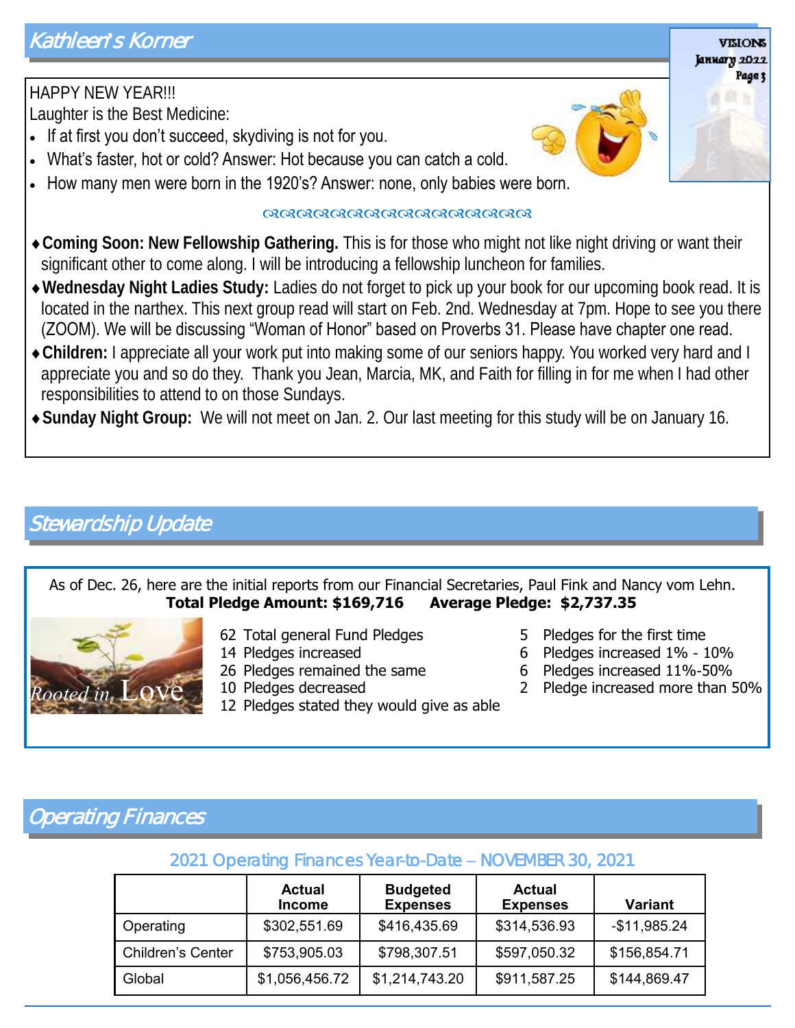## Kathleen's Korner

HAPPY NEW YEAR!!!

Laughter is the Best Medicine:

- If at first you don't succeed, skydiving is not for you.
- What's faster, hot or cold? Answer: Hot because you can catch a cold.
- How many men were born in the 1920's? Answer: none, only babies were born.

- **Coming Soon: New Fellowship Gathering.** This is for those who might not like night driving or want their significant other to come along. I will be introducing a fellowship luncheon for families.
- **Wednesday Night Ladies Study:** Ladies do not forget to pick up your book for our upcoming book read. It is located in the narthex. This next group read will start on Feb. 2nd. Wednesday at 7pm. Hope to see you there (ZOOM). We will be discussing "Woman of Honor" based on Proverbs 31. Please have chapter one read.
- **Children:** I appreciate all your work put into making some of our seniors happy. You worked very hard and I appreciate you and so do they. Thank you Jean, Marcia, MK, and Faith for filling in for me when I had other responsibilities to attend to on those Sundays.
- **Sunday Night Group:** We will not meet on Jan. 2. Our last meeting for this study will be on January 16.

## Stewardship Update

As of Dec. 26, here are the initial reports from our Financial Secretaries, Paul Fink and Nancy vom Lehn.

**Total Pledge Amount: $169,716 Average Pledge: $2,737.35**

*Rooted in Love*

- 62 Total general Fund Pledges
- 14 Pledges increased
- 26 Pledges remained the same
- 10 Pledges decreased
- 12 Pledges stated they would give as able
- 5 Pledges for the first time
- 6 Pledges increased 1% - 10%
- 6 Pledges increased 11%-50%
- 2 Pledge increased more than 50%

## Operating Finances

### 2021 Operating Finances Year-to-Date – NOVEMBER 30, 2021

| | Actual Income | Budgeted Expenses | Actual Expenses | Variant |
|---|---|---|---|---|
| Operating | $302,551.69 | $416,435.69 | $314,536.93 | -$11,985.24 |
| Children's Center | $753,905.03 | $798,307.51 | $597,050.32 | $156,854.71 |
| Global | $1,056,456.72 | $1,214,743.20 | $911,587.25 | $144,869.47 |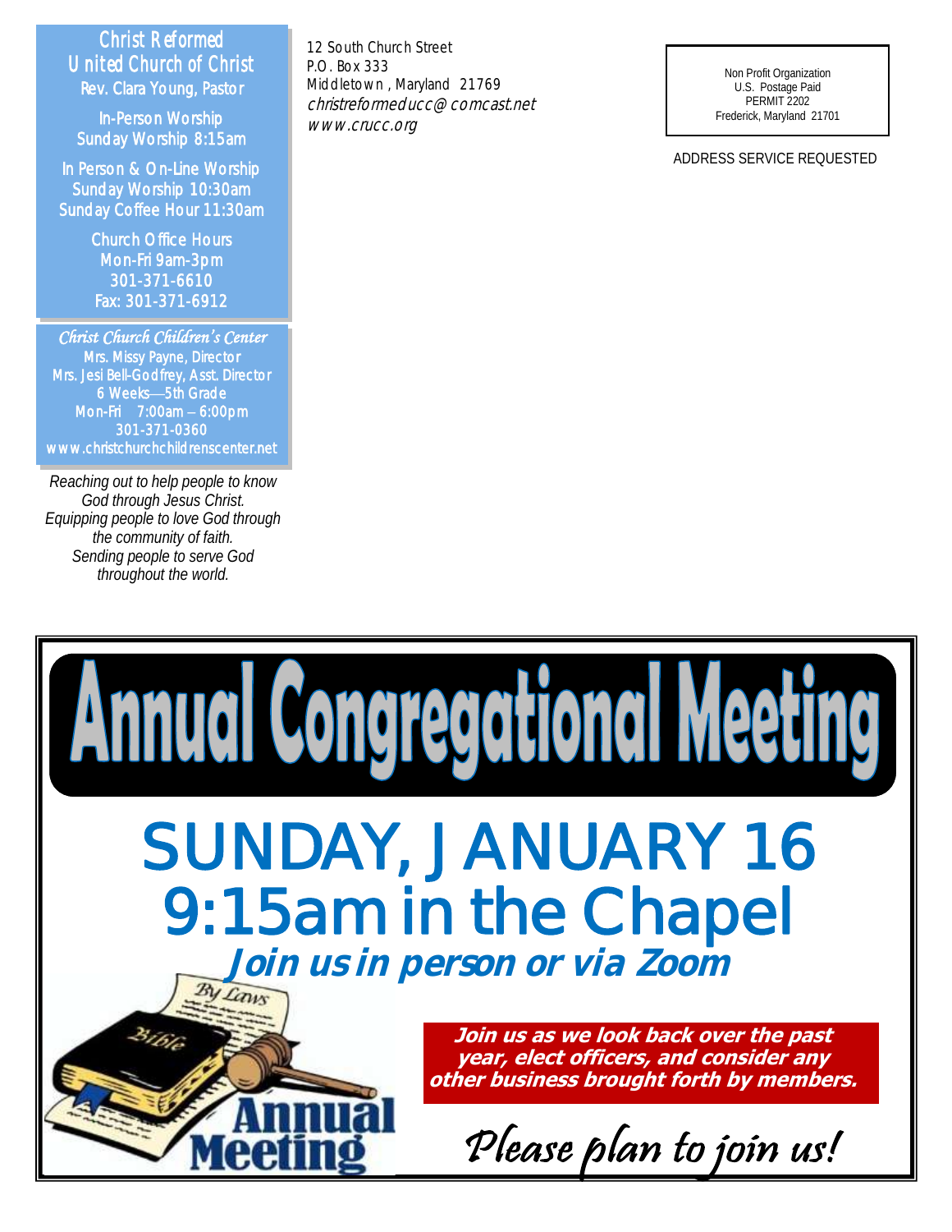**Christ Reformed United Church of Christ**
**Rev. Clara Young, Pastor**

**In-Person Worship**
**Sunday Worship 8:15am**

**In Person & On-Line Worship**
**Sunday Worship 10:30am**
**Sunday Coffee Hour 11:30am**

**Church Office Hours**
**Mon-Fri 9am-3pm**
**301-371-6610**
**Fax: 301-371-6912**

*Christ Church Children's Center*
**Mrs. Missy Payne, Director**
**Mrs. Jesi Bell-Godfrey, Asst. Director**
**6 Weeks—5th Grade**
**Mon-Fri 7:00am – 6:00pm**
**301-371-0360**
**www.christchurchchildrenscenter.net**

*Reaching out to help people to know God through Jesus Christ.*
*Equipping people to love God through the community of faith.*
*Sending people to serve God throughout the world.*

12 South Church Street
P.O. Box 333
Middletown, Maryland 21769
*christreformeducc@comcast.net*
*www.crucc.org*

Non Profit Organization
U.S. Postage Paid
PERMIT 2202
Frederick, Maryland 21701

ADDRESS SERVICE REQUESTED

# Annual Congregational Meeting

## SUNDAY, JANUARY 16
## 9:15am in the Chapel

**Join us in person or via Zoom**

**Join us as we look back over the past year, elect officers, and consider any other business brought forth by members.**

*Please plan to join us!*